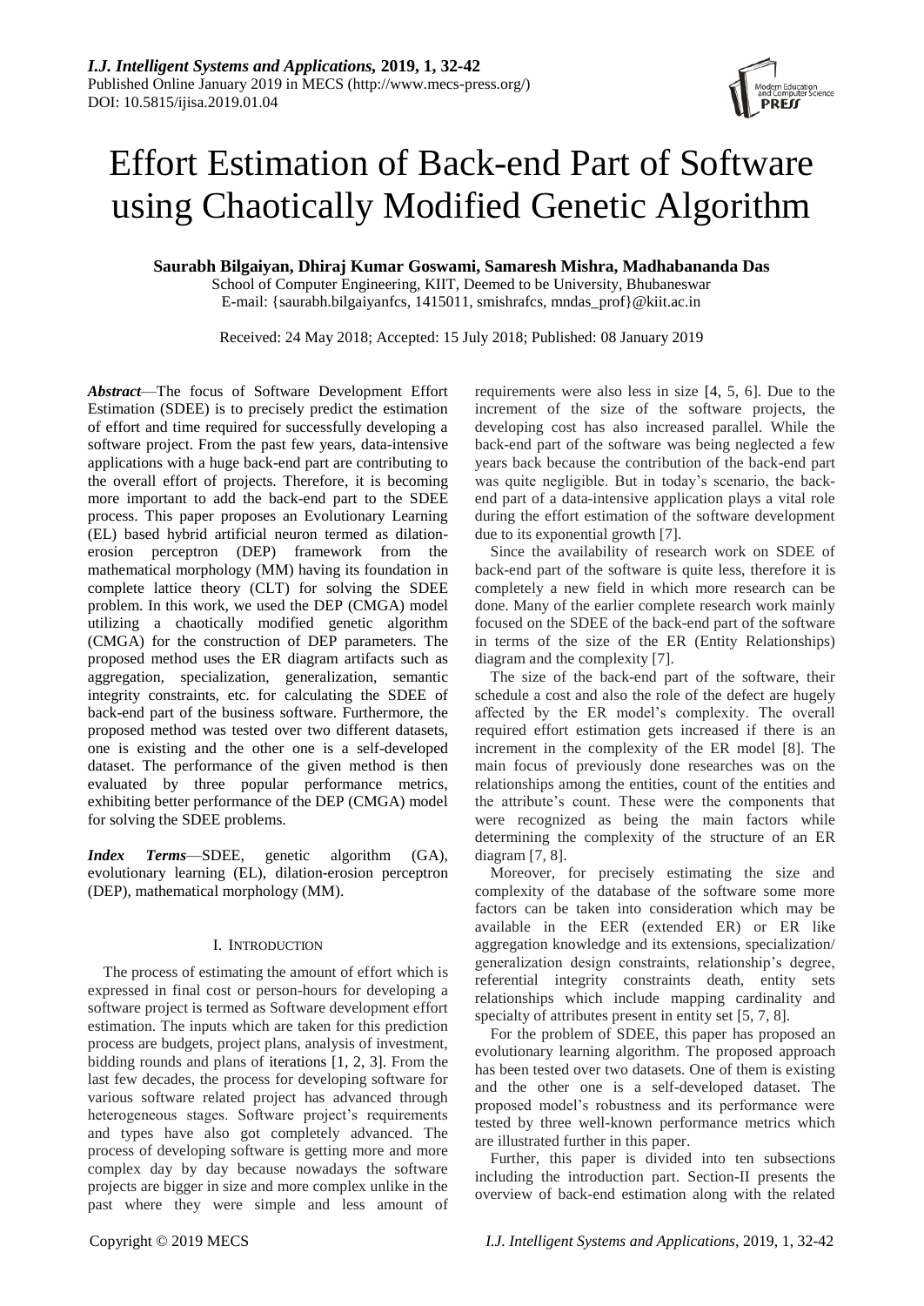# Effort Estimation of Back-end Part of Software using Chaotically Modified Genetic Algorithm

**Saurabh Bilgaiyan, Dhiraj Kumar Goswami, Samaresh Mishra, Madhabananda Das**

School of Computer Engineering, KIIT, Deemed to be University, Bhubaneswar

E-mail: {saurabh.bilgaiyanfcs, 1415011, smishrafcs, mndas_prof}@kiit.ac.in

Received: 24 May 2018; Accepted: 15 July 2018; Published: 08 January 2019

***Abstract***—The focus of Software Development Effort Estimation (SDEE) is to precisely predict the estimation of effort and time required for successfully developing a software project. From the past few years, data-intensive applications with a huge back-end part are contributing to the overall effort of projects. Therefore, it is becoming more important to add the back-end part to the SDEE process. This paper proposes an Evolutionary Learning (EL) based hybrid artificial neuron termed as dilation-erosion perceptron (DEP) framework from the mathematical morphology (MM) having its foundation in complete lattice theory (CLT) for solving the SDEE problem. In this work, we used the DEP (CMGA) model utilizing a chaotically modified genetic algorithm (CMGA) for the construction of DEP parameters. The proposed method uses the ER diagram artifacts such as aggregation, specialization, generalization, semantic integrity constraints, etc. for calculating the SDEE of back-end part of the business software. Furthermore, the proposed method was tested over two different datasets, one is existing and the other one is a self-developed dataset. The performance of the given method is then evaluated by three popular performance metrics, exhibiting better performance of the DEP (CMGA) model for solving the SDEE problems.

***Index Terms***—SDEE, genetic algorithm (GA), evolutionary learning (EL), dilation-erosion perceptron (DEP), mathematical morphology (MM).

## I. Introduction

The process of estimating the amount of effort which is expressed in final cost or person-hours for developing a software project is termed as Software development effort estimation. The inputs which are taken for this prediction process are budgets, project plans, analysis of investment, bidding rounds and plans of iterations [1, 2, 3]. From the last few decades, the process for developing software for various software related project has advanced through heterogeneous stages. Software project's requirements and types have also got completely advanced. The process of developing software is getting more and more complex day by day because nowadays the software projects are bigger in size and more complex unlike in the past where they were simple and less amount of requirements were also less in size [4, 5, 6]. Due to the increment of the size of the software projects, the developing cost has also increased parallel. While the back-end part of the software was being neglected a few years back because the contribution of the back-end part was quite negligible. But in today's scenario, the back-end part of a data-intensive application plays a vital role during the effort estimation of the software development due to its exponential growth [7].

Since the availability of research work on SDEE of back-end part of the software is quite less, therefore it is completely a new field in which more research can be done. Many of the earlier complete research work mainly focused on the SDEE of the back-end part of the software in terms of the size of the ER (Entity Relationships) diagram and the complexity [7].

The size of the back-end part of the software, their schedule a cost and also the role of the defect are hugely affected by the ER model's complexity. The overall required effort estimation gets increased if there is an increment in the complexity of the ER model [8]. The main focus of previously done researches was on the relationships among the entities, count of the entities and the attribute's count. These were the components that were recognized as being the main factors while determining the complexity of the structure of an ER diagram [7, 8].

Moreover, for precisely estimating the size and complexity of the database of the software some more factors can be taken into consideration which may be available in the EER (extended ER) or ER like aggregation knowledge and its extensions, specialization/ generalization design constraints, relationship's degree, referential integrity constraints death, entity sets relationships which include mapping cardinality and specialty of attributes present in entity set [5, 7, 8].

For the problem of SDEE, this paper has proposed an evolutionary learning algorithm. The proposed approach has been tested over two datasets. One of them is existing and the other one is a self-developed dataset. The proposed model's robustness and its performance were tested by three well-known performance metrics which are illustrated further in this paper.

Further, this paper is divided into ten subsections including the introduction part. Section-II presents the overview of back-end estimation along with the related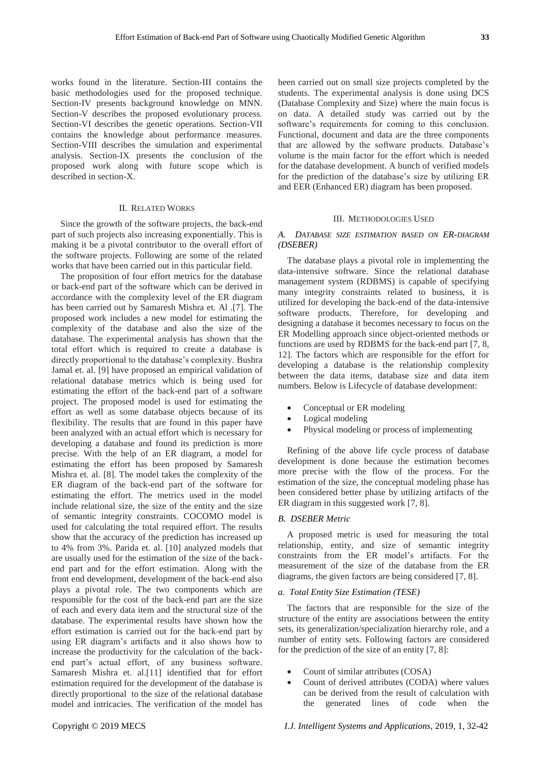works found in the literature. Section-III contains the basic methodologies used for the proposed technique. Section-IV presents background knowledge on MNN. Section-V describes the proposed evolutionary process. Section-VI describes the genetic operations. Section-VII contains the knowledge about performance measures. Section-VIII describes the simulation and experimental analysis. Section-IX presents the conclusion of the proposed work along with future scope which is described in section-X.

## II. Related Works

Since the growth of the software projects, the back-end part of such projects also increasing exponentially. This is making it be a pivotal contributor to the overall effort of the software projects. Following are some of the related works that have been carried out in this particular field.

The proposition of four effort metrics for the database or back-end part of the software which can be derived in accordance with the complexity level of the ER diagram has been carried out by Samaresh Mishra et. Al .[7]. The proposed work includes a new model for estimating the complexity of the database and also the size of the database. The experimental analysis has shown that the total effort which is required to create a database is directly proportional to the database's complexity. Bushra Jamal et. al. [9] have proposed an empirical validation of relational database metrics which is being used for estimating the effort of the back-end part of a software project. The proposed model is used for estimating the effort as well as some database objects because of its flexibility. The results that are found in this paper have been analyzed with an actual effort which is necessary for developing a database and found its prediction is more precise. With the help of an ER diagram, a model for estimating the effort has been proposed by Samaresh Mishra et. al. [8]. The model takes the complexity of the ER diagram of the back-end part of the software for estimating the effort. The metrics used in the model include relational size, the size of the entity and the size of semantic integrity constraints. COCOMO model is used for calculating the total required effort. The results show that the accuracy of the prediction has increased up to 4% from 3%. Parida et. al. [10] analyzed models that are usually used for the estimation of the size of the back-end part and for the effort estimation. Along with the front end development, development of the back-end also plays a pivotal role. The two components which are responsible for the cost of the back-end part are the size of each and every data item and the structural size of the database. The experimental results have shown how the effort estimation is carried out for the back-end part by using ER diagram's artifacts and it also shows how to increase the productivity for the calculation of the back-end part's actual effort, of any business software. Samaresh Mishra et. al.[11] identified that for effort estimation required for the development of the database is directly proportional to the size of the relational database model and intricacies. The verification of the model has been carried out on small size projects completed by the students. The experimental analysis is done using DCS (Database Complexity and Size) where the main focus is on data. A detailed study was carried out by the software's requirements for coming to this conclusion. Functional, document and data are the three components that are allowed by the software products. Database's volume is the main factor for the effort which is needed for the database development. A bunch of verified models for the prediction of the database's size by utilizing ER and EER (Enhanced ER) diagram has been proposed.

## III. Methodologies Used

### *A. Database size estimation based on ER-diagram (DSEBER)*

The database plays a pivotal role in implementing the data-intensive software. Since the relational database management system (RDBMS) is capable of specifying many integrity constraints related to business, it is utilized for developing the back-end of the data-intensive software products. Therefore, for developing and designing a database it becomes necessary to focus on the ER Modelling approach since object-oriented methods or functions are used by RDBMS for the back-end part [7, 8, 12]. The factors which are responsible for the effort for developing a database is the relationship complexity between the data items, database size and data item numbers. Below is Lifecycle of database development:

- Conceptual or ER modeling
- Logical modeling
- Physical modeling or process of implementing

Refining of the above life cycle process of database development is done because the estimation becomes more precise with the flow of the process. For the estimation of the size, the conceptual modeling phase has been considered better phase by utilizing artifacts of the ER diagram in this suggested work [7, 8].

### *B. DSEBER Metric*

A proposed metric is used for measuring the total relationship, entity, and size of semantic integrity constraints from the ER model's artifacts. For the measurement of the size of the database from the ER diagrams, the given factors are being considered [7, 8].

#### *a. Total Entity Size Estimation (TESE)*

The factors that are responsible for the size of the structure of the entity are associations between the entity sets, its generalization/specialization hierarchy role, and a number of entity sets. Following factors are considered for the prediction of the size of an entity [7, 8]:

- Count of similar attributes (COSA)
- Count of derived attributes (CODA) where values can be derived from the result of calculation with the generated lines of code when the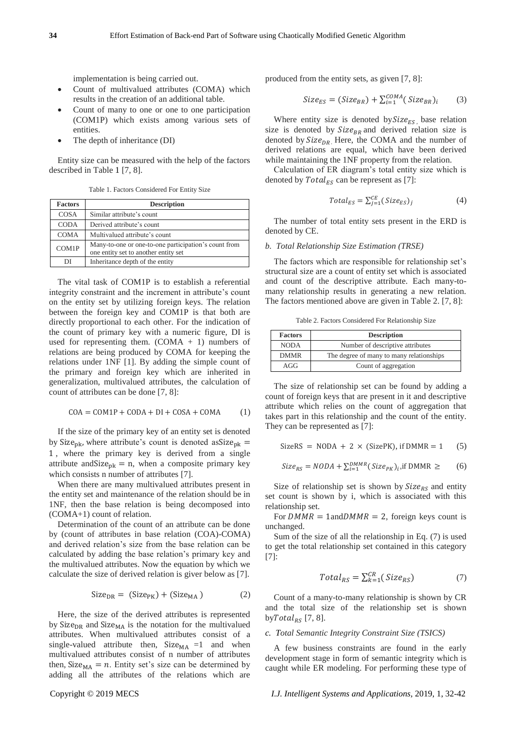implementation is being carried out.

- Count of multivalued attributes (COMA) which results in the creation of an additional table.
- Count of many to one or one to one participation (COM1P) which exists among various sets of entities.
- The depth of inheritance (DI)

Entity size can be measured with the help of the factors described in Table 1 [7, 8].

Table 1. Factors Considered For Entity Size

| Factors | Description |
|---|---|
| COSA | Similar attribute's count |
| CODA | Derived attribute's count |
| COMA | Multivalued attribute's count |
| COM1P | Many-to-one or one-to-one participation's count from one entity set to another entity set |
| DI | Inheritance depth of the entity |

The vital task of COM1P is to establish a referential integrity constraint and the increment in attribute's count on the entity set by utilizing foreign keys. The relation between the foreign key and COM1P is that both are directly proportional to each other. For the indication of the count of primary key with a numeric figure, DI is used for representing them. (COMA + 1) numbers of relations are being produced by COMA for keeping the relations under 1NF [1]. By adding the simple count of the primary and foreign key which are inherited in generalization, multivalued attributes, the calculation of count of attributes can be done [7, 8]:

$$\mathrm{COA} = \mathrm{COM1P} + \mathrm{CODA} + \mathrm{DI} + \mathrm{COSA} + \mathrm{COMA} \qquad (1)$$

If the size of the primary key of an entity set is denoted by $\mathrm{Size_{pk}}$, where attribute's count is denoted as $\mathrm{Size_{pk}} = 1$, where the primary key is derived from a single attribute and $\mathrm{Size_{pk}} = \mathrm{n}$, when a composite primary key which consists n number of attributes [7].

When there are many multivalued attributes present in the entity set and maintenance of the relation should be in 1NF, then the base relation is being decomposed into (COMA+1) count of relation.

Determination of the count of an attribute can be done by (count of attributes in base relation (COA)-COMA) and derived relation's size from the base relation can be calculated by adding the base relation's primary key and the multivalued attributes. Now the equation by which we calculate the size of derived relation is giver below as [7].

$$\mathrm{Size_{DR}} = (\mathrm{Size_{PK}}) + (\mathrm{Size_{MA}}) \qquad (2)$$

Here, the size of the derived attributes is represented by $\mathrm{Size_{DR}}$ and $\mathrm{Size_{MA}}$ is the notation for the multivalued attributes. When multivalued attributes consist of a single-valued attribute then, $\mathrm{Size_{MA}} = 1$ and when multivalued attributes consist of n number of attributes then, $\mathrm{Size_{MA}} = n$. Entity set's size can be determined by adding all the attributes of the relations which are produced from the entity sets, as given [7, 8]:

$$Size_{ES} = (Size_{BR}) + \sum_{i=1}^{COMA} (Size_{BR})_i \qquad (3)$$

Where entity size is denoted by $Size_{ES}$, base relation size is denoted by $Size_{BR}$ and derived relation size is denoted by $Size_{DR}$. Here, the COMA and the number of derived relations are equal, which have been derived while maintaining the 1NF property from the relation.

Calculation of ER diagram's total entity size which is denoted by $Total_{ES}$ can be represent as [7]:

$$Total_{ES} = \sum_{j=1}^{CE} (Size_{ES})_j \qquad (4)$$

The number of total entity sets present in the ERD is denoted by CE.

*b. Total Relationship Size Estimation (TRSE)*

The factors which are responsible for relationship set's structural size are a count of entity set which is associated and count of the descriptive attribute. Each many-to-many relationship results in generating a new relation. The factors mentioned above are given in Table 2. [7, 8]:

Table 2. Factors Considered For Relationship Size

| Factors | Description |
|---|---|
| NODA | Number of descriptive attributes |
| DMMR | The degree of many to many relationships |
| AGG | Count of aggregation |

The size of relationship set can be found by adding a count of foreign keys that are present in it and descriptive attribute which relies on the count of aggregation that takes part in this relationship and the count of the entity. They can be represented as [7]:

$$\mathrm{SizeRS} = \mathrm{NODA} + 2 \times (\mathrm{SizePK}), \text{ if } \mathrm{DMMR} = 1 \qquad (5)$$

$$Size_{RS} = NODA + \sum_{i=1}^{DMMR} (Size_{PK})_i, \text{if DMMR} \geq \qquad (6)$$

Size of relationship set is shown by $Size_{RS}$ and entity set count is shown by i, which is associated with this relationship set.

For $DMMR = 1$ and $DMMR = 2$, foreign keys count is unchanged.

Sum of the size of all the relationship in Eq. (7) is used to get the total relationship set contained in this category [7]:

$$Total_{RS} = \sum_{k=1}^{CR} (Size_{RS}) \qquad (7)$$

Count of a many-to-many relationship is shown by CR and the total size of the relationship set is shown by $Total_{RS}$ [7, 8].

*c. Total Semantic Integrity Constraint Size (TSICS)*

A few business constraints are found in the early development stage in form of semantic integrity which is caught while ER modeling. For performing these type of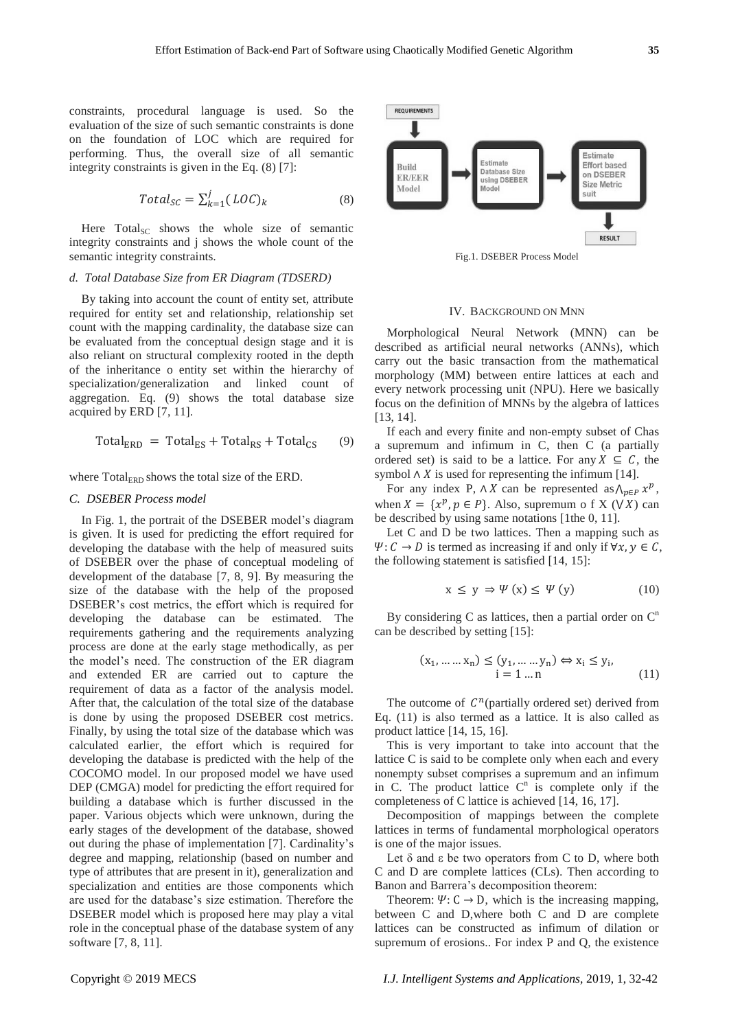constraints, procedural language is used. So the evaluation of the size of such semantic constraints is done on the foundation of LOC which are required for performing. Thus, the overall size of all semantic integrity constraints is given in the Eq. (8) [7]:

$$Total_{SC} = \sum_{k=1}^{j} (LOC)_k \tag{8}$$

Here $\text{Total}_{SC}$ shows the whole size of semantic integrity constraints and j shows the whole count of the semantic integrity constraints.

*d. Total Database Size from ER Diagram (TDSERD)*

By taking into account the count of entity set, attribute required for entity set and relationship, relationship set count with the mapping cardinality, the database size can be evaluated from the conceptual design stage and it is also reliant on structural complexity rooted in the depth of the inheritance o entity set within the hierarchy of specialization/generalization and linked count of aggregation. Eq. (9) shows the total database size acquired by ERD [7, 11].

$$\text{Total}_{\text{ERD}} = \text{Total}_{\text{ES}} + \text{Total}_{\text{RS}} + \text{Total}_{\text{CS}} \tag{9}$$

where $\text{Total}_{\text{ERD}}$ shows the total size of the ERD.

### *C. DSEBER Process model*

In Fig. 1, the portrait of the DSEBER model's diagram is given. It is used for predicting the effort required for developing the database with the help of measured suits of DSEBER over the phase of conceptual modeling of development of the database [7, 8, 9]. By measuring the size of the database with the help of the proposed DSEBER's cost metrics, the effort which is required for developing the database can be estimated. The requirements gathering and the requirements analyzing process are done at the early stage methodically, as per the model's need. The construction of the ER diagram and extended ER are carried out to capture the requirement of data as a factor of the analysis model. After that, the calculation of the total size of the database is done by using the proposed DSEBER cost metrics. Finally, by using the total size of the database which was calculated earlier, the effort which is required for developing the database is predicted with the help of the COCOMO model. In our proposed model we have used DEP (CMGA) model for predicting the effort required for building a database which is further discussed in the paper. Various objects which were unknown, during the early stages of the development of the database, showed out during the phase of implementation [7]. Cardinality's degree and mapping, relationship (based on number and type of attributes that are present in it), generalization and specialization and entities are those components which are used for the database's size estimation. Therefore the DSEBER model which is proposed here may play a vital role in the conceptual phase of the database system of any software [7, 8, 11].

REQUIREMENTS → Build ER/EER Model → Estimate Database Size using DSEBER Model → Estimate Effort based on DSEBER Size Metric suit → RESULT

Fig.1. DSEBER Process Model

## IV. Background on MNN

Morphological Neural Network (MNN) can be described as artificial neural networks (ANNs), which carry out the basic transaction from the mathematical morphology (MM) between entire lattices at each and every network processing unit (NPU). Here we basically focus on the definition of MNNs by the algebra of lattices [13, 14].

If each and every finite and non-empty subset of Chas a supremum and infimum in C, then C (a partially ordered set) is said to be a lattice. For any $X \subseteq C$, the symbol $\wedge X$ is used for representing the infimum [14].

For any index P, $\wedge X$ can be represented as $\bigwedge_{p \in P} x^p$, when $X = \{x^p, p \in P\}$. Also, supremum o f X ($\vee X$) can be described by using same notations [1the 0, 11].

Let C and D be two lattices. Then a mapping such as $\Psi: C \rightarrow D$ is termed as increasing if and only if $\forall x, y \in C$, the following statement is satisfied [14, 15]:

$$x \leq y \Rightarrow \Psi(x) \leq \Psi(y) \tag{10}$$

By considering C as lattices, then a partial order on $C^n$ can be described by setting [15]:

$$(x_1, \dots \dots x_n) \leq (y_1, \dots \dots y_n) \Leftrightarrow x_i \leq y_i, \quad i = 1 \dots n \tag{11}$$

The outcome of $C^n$(partially ordered set) derived from Eq. (11) is also termed as a lattice. It is also called as product lattice [14, 15, 16].

This is very important to take into account that the lattice C is said to be complete only when each and every nonempty subset comprises a supremum and an infimum in C. The product lattice $C^n$ is complete only if the completeness of C lattice is achieved [14, 16, 17].

Decomposition of mappings between the complete lattices in terms of fundamental morphological operators is one of the major issues.

Let δ and ε be two operators from C to D, where both C and D are complete lattices (CLs). Then according to Banon and Barrera's decomposition theorem:

Theorem: $\Psi: C \rightarrow D$, which is the increasing mapping, between C and D,where both C and D are complete lattices can be constructed as infimum of dilation or supremum of erosions.. For index P and Q, the existence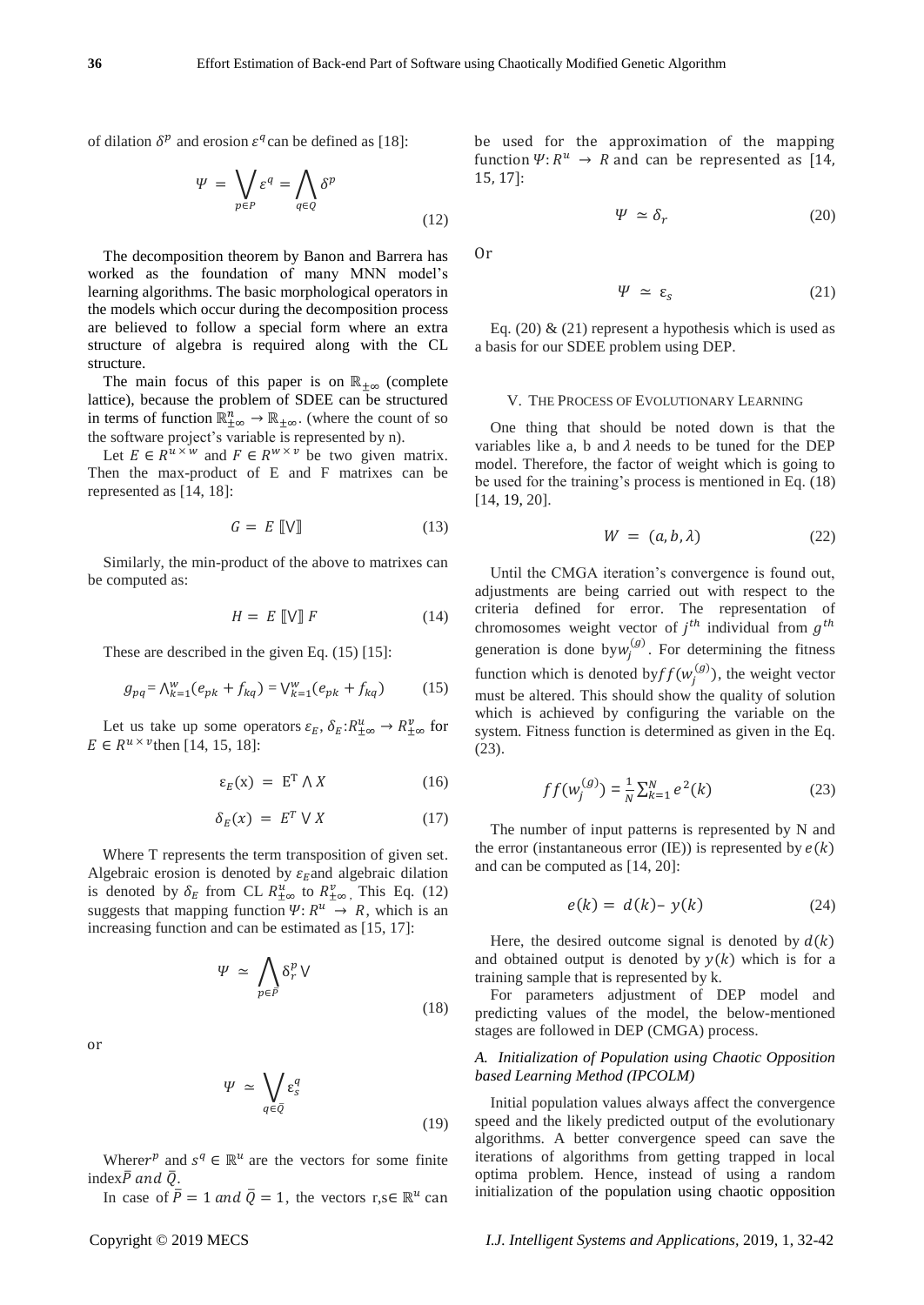of dilation $\delta^p$ and erosion $\varepsilon^q$ can be defined as [18]:

$$\Psi = \bigvee_{p \in P} \varepsilon^q = \bigwedge_{q \in Q} \delta^p \tag{12}$$

The decomposition theorem by Banon and Barrera has worked as the foundation of many MNN model's learning algorithms. The basic morphological operators in the models which occur during the decomposition process are believed to follow a special form where an extra structure of algebra is required along with the CL structure.

The main focus of this paper is on $\mathbb{R}_{\pm\infty}$ (complete lattice), because the problem of SDEE can be structured in terms of function $\mathbb{R}^n_{\pm\infty} \rightarrow \mathbb{R}_{\pm\infty}$. (where the count of so the software project's variable is represented by n).

Let $E \in R^{u \times w}$ and $F \in R^{w \times v}$ be two given matrix. Then the max-product of E and F matrixes can be represented as [14, 18]:

$$G = E \,[\![\vee]\!] \tag{13}$$

Similarly, the min-product of the above to matrixes can be computed as:

$$H = E \,[\![\vee]\!]\, F \tag{14}$$

These are described in the given Eq. (15) [15]:

$$g_{pq} = \wedge_{k=1}^{w}(e_{pk} + f_{kq}) = \vee_{k=1}^{w}(e_{pk} + f_{kq}) \tag{15}$$

Let us take up some operators $\varepsilon_E, \delta_E: R^u_{\pm\infty} \rightarrow R^v_{\pm\infty}$ for $E \in R^{u \times v}$then [14, 15, 18]:

$$\varepsilon_E(x) = E^T \wedge X \tag{16}$$

$$\delta_E(x) = E^T \vee X \tag{17}$$

Where T represents the term transposition of given set. Algebraic erosion is denoted by $\varepsilon_E$and algebraic dilation is denoted by $\delta_E$ from CL $R^u_{\pm\infty}$ to $R^v_{\pm\infty}$. This Eq. (12) suggests that mapping function $\Psi: R^u \rightarrow R$, which is an increasing function and can be estimated as [15, 17]:

$$\Psi \simeq \bigwedge_{p \in \bar{P}} \delta^p_r \vee \tag{18}$$

or

$$\Psi \simeq \bigvee_{q \in \bar{Q}} \varepsilon^q_s \tag{19}$$

Where$r^p$ and $s^q \in \mathbb{R}^u$ are the vectors for some finite index$\bar{P}$ $and$ $\bar{Q}$.

In case of $\bar{P} = 1$ $and$ $\bar{Q} = 1$, the vectors r,s$\in \mathbb{R}^u$ can be used for the approximation of the mapping function $\Psi: R^u \rightarrow R$ and can be represented as [14, 15, 17]:

$$\Psi \simeq \delta_r \tag{20}$$

Or

$$\Psi \simeq \varepsilon_s \tag{21}$$

Eq. (20) & (21) represent a hypothesis which is used as a basis for our SDEE problem using DEP.

## V. The Process of Evolutionary Learning

One thing that should be noted down is that the variables like a, b and $\lambda$ needs to be tuned for the DEP model. Therefore, the factor of weight which is going to be used for the training's process is mentioned in Eq. (18) [14, 19, 20].

$$W = (a, b, \lambda) \tag{22}$$

Until the CMGA iteration's convergence is found out, adjustments are being carried out with respect to the criteria defined for error. The representation of chromosomes weight vector of $j^{th}$ individual from $g^{th}$ generation is done by$w_j^{(g)}$. For determining the fitness function which is denoted by$ff(w_j^{(g)})$, the weight vector must be altered. This should show the quality of solution which is achieved by configuring the variable on the system. Fitness function is determined as given in the Eq. (23).

$$ff(w_j^{(g)}) = \frac{1}{N}\sum_{k=1}^{N} e^2(k) \tag{23}$$

The number of input patterns is represented by N and the error (instantaneous error (IE)) is represented by $e(k)$ and can be computed as [14, 20]:

$$e(k) = d(k) - y(k) \tag{24}$$

Here, the desired outcome signal is denoted by $d(k)$ and obtained output is denoted by $y(k)$ which is for a training sample that is represented by k.

For parameters adjustment of DEP model and predicting values of the model, the below-mentioned stages are followed in DEP (CMGA) process.

### *A. Initialization of Population using Chaotic Opposition based Learning Method (IPCOLM)*

Initial population values always affect the convergence speed and the likely predicted output of the evolutionary algorithms. A better convergence speed can save the iterations of algorithms from getting trapped in local optima problem. Hence, instead of using a random initialization of the population using chaotic opposition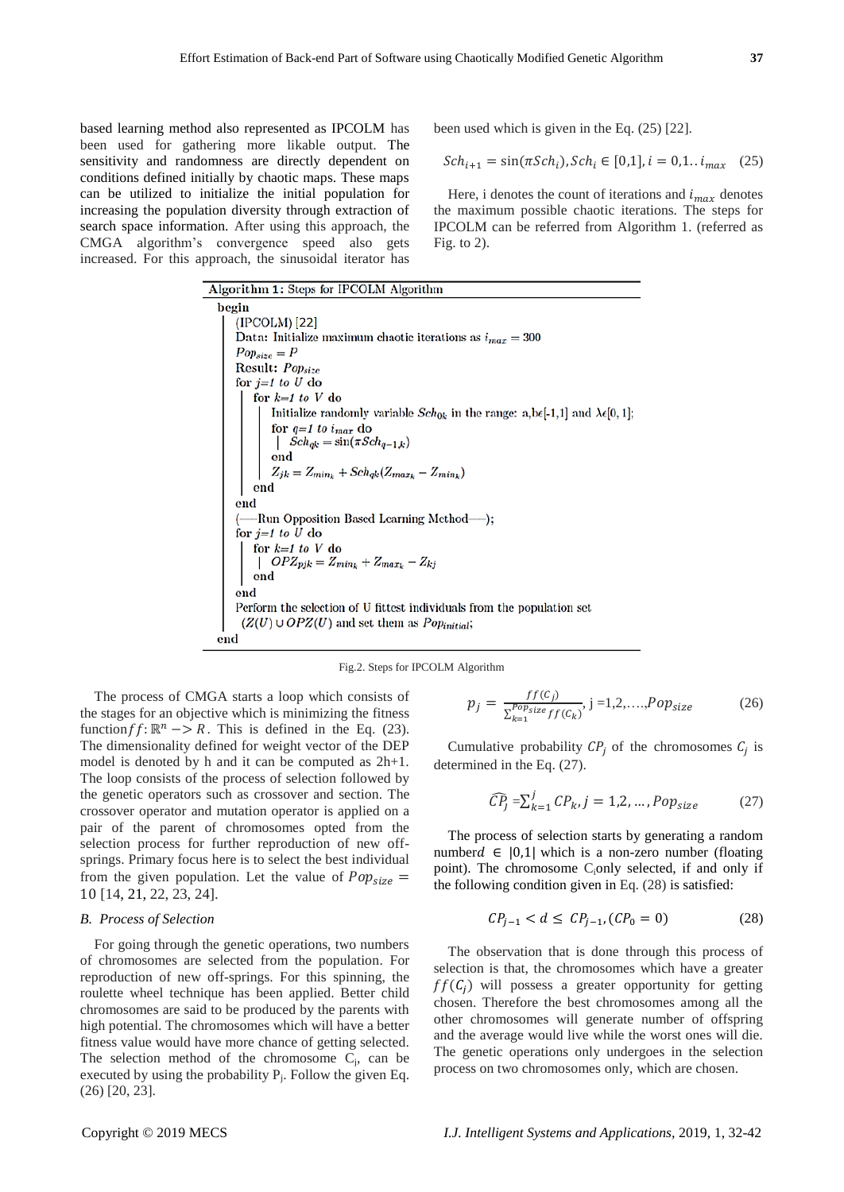based learning method also represented as IPCOLM has been used for gathering more likable output. The sensitivity and randomness are directly dependent on conditions defined initially by chaotic maps. These maps can be utilized to initialize the initial population for increasing the population diversity through extraction of search space information. After using this approach, the CMGA algorithm's convergence speed also gets increased. For this approach, the sinusoidal iterator has been used which is given in the Eq. (25) [22].

$$Sch_{i+1} = \sin(\pi Sch_i), Sch_i \in [0,1], i = 0,1..i_{max} \quad (25)$$

Here, i denotes the count of iterations and $i_{max}$ denotes the maximum possible chaotic iterations. The steps for IPCOLM can be referred from Algorithm 1. (referred as Fig. to 2).

**Algorithm 1:** Steps for IPCOLM Algorithm

```
begin
    (IPCOLM) [22]
    Data: Initialize maximum chaotic iterations as i_max = 300
    Pop_size = P
    Result: Pop_size
    for j=1 to U do
        for k=1 to V do
            Initialize randomly variable Sch_0k in the range: a,b∈[-1,1] and λ∈[0, 1];
            for q=1 to i_max do
                Sch_qk = sin(πSch_(q-1,k))
            end
            Z_jk = Z_min_k + Sch_qk(Z_max_k − Z_min_k)
        end
    end
    (—Run Opposition Based Learning Method—);
    for j=1 to U do
        for k=1 to V do
            OPZ_pjk = Z_min_k + Z_max_k − Z_kj
        end
    end
    Perform the selection of U fittest individuals from the population set
    (Z(U) ∪ OPZ(U)) and set them as Pop_initial;
end
```

Fig.2. Steps for IPCOLM Algorithm

The process of CMGA starts a loop which consists of the stages for an objective which is minimizing the fitness function $ff: \mathbb{R}^n -> R$. This is defined in the Eq. (23). The dimensionality defined for weight vector of the DEP model is denoted by h and it can be computed as 2h+1. The loop consists of the process of selection followed by the genetic operators such as crossover and section. The crossover operator and mutation operator is applied on a pair of the parent of chromosomes opted from the selection process for further reproduction of new off-springs. Primary focus here is to select the best individual from the given population. Let the value of $Pop_{size} = 10$ [14, 21, 22, 23, 24].

### B. Process of Selection

For going through the genetic operations, two numbers of chromosomes are selected from the population. For reproduction of new off-springs. For this spinning, the roulette wheel technique has been applied. Better child chromosomes are said to be produced by the parents with high potential. The chromosomes which will have a better fitness value would have more chance of getting selected. The selection method of the chromosome $C_j$, can be executed by using the probability $P_j$. Follow the given Eq. (26) [20, 23].

$$p_j = \frac{ff(C_j)}{\sum_{k=1}^{Pop_{size}} ff(C_k)}, \text{ j =1,2,...,} Pop_{size} \quad (26)$$

Cumulative probability $CP_j$ of the chromosomes $C_j$ is determined in the Eq. (27).

$$\widehat{CP_j} = \sum_{k=1}^{j} CP_k, j = 1,2, \dots, Pop_{size} \quad (27)$$

The process of selection starts by generating a random number$d \in |0,1|$ which is a non-zero number (floating point). The chromosome $C_j$only selected, if and only if the following condition given in Eq. (28) is satisfied:

$$CP_{j-1} < d \leq CP_{j-1}, (CP_0 = 0) \quad (28)$$

The observation that is done through this process of selection is that, the chromosomes which have a greater $ff(C_j)$ will possess a greater opportunity for getting chosen. Therefore the best chromosomes among all the other chromosomes will generate number of offspring and the average would live while the worst ones will die. The genetic operations only undergoes in the selection process on two chromosomes only, which are chosen.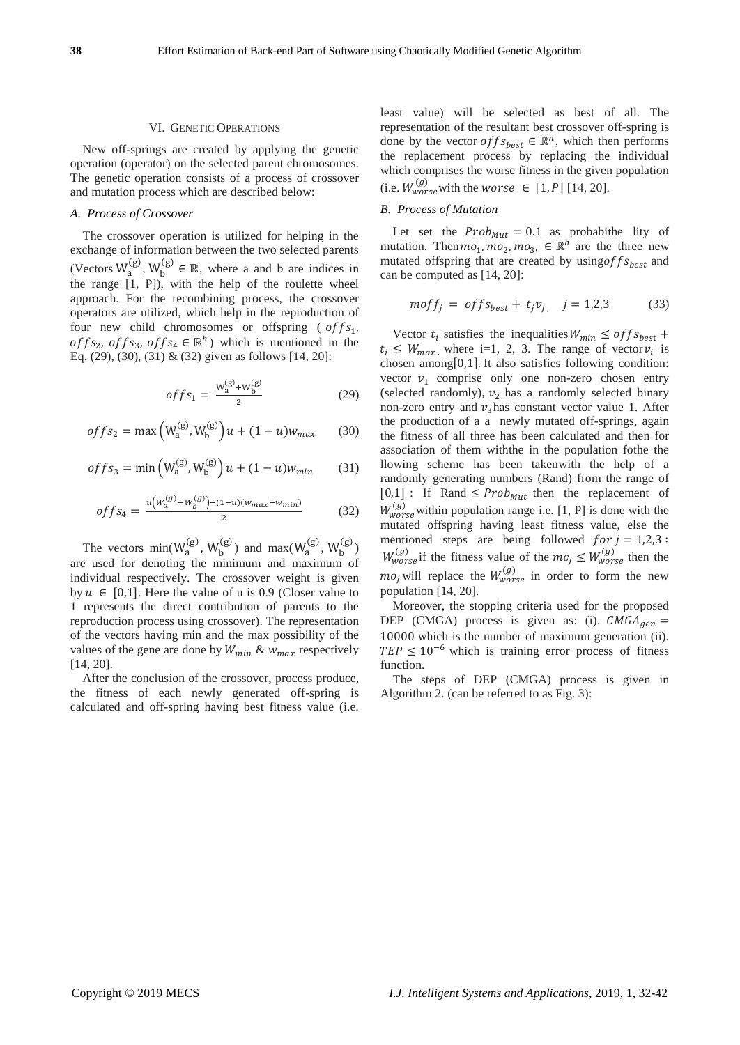## VI. Genetic Operations

New off-springs are created by applying the genetic operation (operator) on the selected parent chromosomes. The genetic operation consists of a process of crossover and mutation process which are described below:

### *A. Process of Crossover*

The crossover operation is utilized for helping in the exchange of information between the two selected parents (Vectors $W_a^{(g)}$, $W_b^{(g)} \in \mathbb{R}$, where a and b are indices in the range [1, P]), with the help of the roulette wheel approach. For the recombining process, the crossover operators are utilized, which help in the reproduction of four new child chromosomes or offspring ( $offs_1$, $offs_2$, $offs_3$, $offs_4 \in \mathbb{R}^h$) which is mentioned in the Eq. (29), (30), (31) & (32) given as follows [14, 20]:

$$offs_1 = \frac{W_a^{(g)} + W_b^{(g)}}{2} \tag{29}$$

$$offs_2 = \max\left(W_a^{(g)}, W_b^{(g)}\right)u + (1-u)w_{max} \tag{30}$$

$$offs_3 = \min\left(W_a^{(g)}, W_b^{(g)}\right)u + (1-u)w_{min} \tag{31}$$

$$offs_4 = \frac{u\left(W_a^{(g)} + W_b^{(g)}\right) + (1-u)(w_{max} + w_{min})}{2} \tag{32}$$

The vectors $\min(W_a^{(g)}, W_b^{(g)})$ and $\max(W_a^{(g)}, W_b^{(g)})$ are used for denoting the minimum and maximum of individual respectively. The crossover weight is given by $u \in [0,1]$. Here the value of u is 0.9 (Closer value to 1 represents the direct contribution of parents to the reproduction process using crossover). The representation of the vectors having min and the max possibility of the values of the gene are done by $W_{min}$ & $w_{max}$ respectively [14, 20].

After the conclusion of the crossover, process produce, the fitness of each newly generated off-spring is calculated and off-spring having best fitness value (i.e. least value) will be selected as best of all. The representation of the resultant best crossover off-spring is done by the vector $offs_{best} \in \mathbb{R}^n$, which then performs the replacement process by replacing the individual which comprises the worse fitness in the given population (i.e. $W_{worse}^{(g)}$ with the $worse \in [1, P]$ [14, 20].

### *B. Process of Mutation*

Let set the $Prob_{Mut} = 0.1$ as probabithe lity of mutation. Then $mo_1, mo_2, mo_3, \in \mathbb{R}^h$ are the three new mutated offspring that are created by using $offs_{best}$ and can be computed as [14, 20]:

$$moff_j = offs_{best} + t_j v_j, \quad j = 1,2,3 \tag{33}$$

Vector $t_i$ satisfies the inequalities $W_{min} \leq offs_{best} + t_i \leq W_{max}$, where i=1, 2, 3. The range of vector $v_i$ is chosen among $[0,1]$. It also satisfies following condition: vector $v_1$ comprise only one non-zero chosen entry (selected randomly), $v_2$ has a randomly selected binary non-zero entry and $v_3$ has constant vector value 1. After the production of a a newly mutated off-springs, again the fitness of all three has been calculated and then for association of them withthe in the population fothe the llowing scheme has been takenwith the help of a randomly generating numbers (Rand) from the range of $[0,1]$ : If Rand $\leq Prob_{Mut}$ then the replacement of $W_{worse}^{(g)}$ within population range i.e. [1, P] is done with the mutated offspring having least fitness value, else the mentioned steps are being followed $for\ j = 1,2,3$ : $W_{worse}^{(g)}$ if the fitness value of the $mo_j \leq W_{worse}^{(g)}$ then the $mo_j$ will replace the $W_{worse}^{(g)}$ in order to form the new population [14, 20].

Moreover, the stopping criteria used for the proposed DEP (CMGA) process is given as: (i). $CMGA_{gen} = 10000$ which is the number of maximum generation (ii). $TEP \leq 10^{-6}$ which is training error process of fitness function.

The steps of DEP (CMGA) process is given in Algorithm 2. (can be referred to as Fig. 3):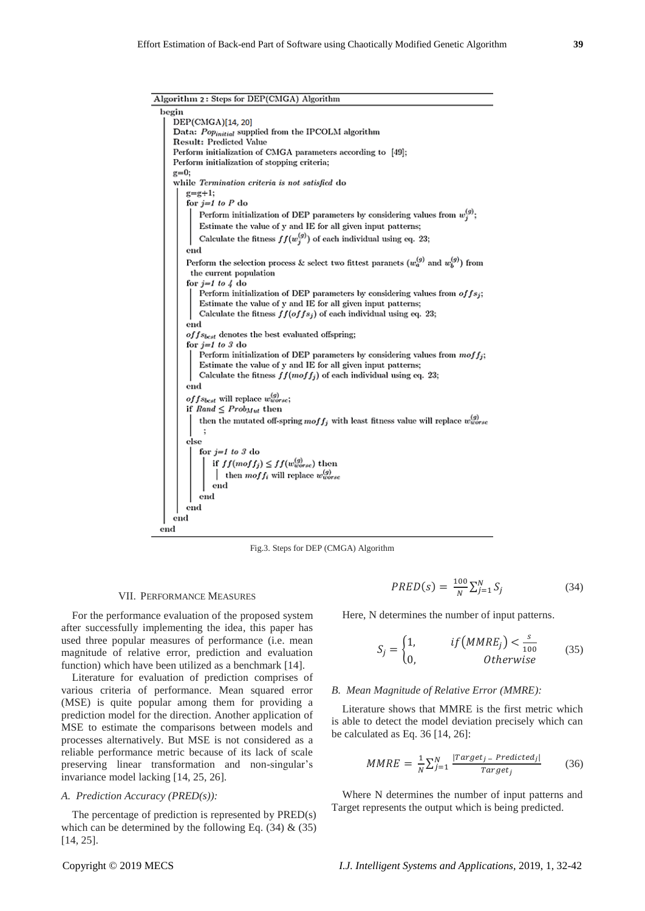**Algorithm 2 : Steps for DEP(CMGA) Algorithm**

```
begin
    DEP(CMGA)[14, 20]
    Data: Pop_initial supplied from the IPCOLM algorithm
    Result: Predicted Value
    Perform initialization of CMGA parameters according to [49];
    Perform initialization of stopping criteria;
    g=0;
    while Termination criteria is not satisfied do
        g=g+1;
        for j=1 to P do
            Perform initialization of DEP parameters by considering values from w_j^(g);
            Estimate the value of y and IE for all given input patterns;
            Calculate the fitness ff(w_j^(g)) of each individual using eq. 23;
        end
        Perform the selection process & select two fittest paranets (w_a^(g) and w_b^(g)) from
         the current population
        for j=1 to 4 do
            Perform initialization of DEP parameters by considering values from offs_j;
            Estimate the value of y and IE for all given input patterns;
            Calculate the fitness ff(offs_j) of each individual using eq. 23;
        end
        offs_best denotes the best evaluated offspring;
        for j=1 to 3 do
            Perform initialization of DEP parameters by considering values from moff_j;
            Estimate the value of y and IE for all given input patterns;
            Calculate the fitness ff(moff_j) of each individual using eq. 23;
        end
        offs_best will replace w_worse^(g);
        if Rand ≤ Prob_Mut then
            then the mutated off-spring moff_j with least fitness value will replace w_worse^(g)
             ;
        else
            for j=1 to 3 do
                if ff(moff_j) ≤ ff(w_worse^(g)) then
                    then moff_i will replace w_worse^(g)
                end
            end
        end
    end
end
```

Fig.3. Steps for DEP (CMGA) Algorithm

## VII. Performance Measures

For the performance evaluation of the proposed system after successfully implementing the idea, this paper has used three popular measures of performance (i.e. mean magnitude of relative error, prediction and evaluation function) which have been utilized as a benchmark [14].

Literature for evaluation of prediction comprises of various criteria of performance. Mean squared error (MSE) is quite popular among them for providing a prediction model for the direction. Another application of MSE to estimate the comparisons between models and processes alternatively. But MSE is not considered as a reliable performance metric because of its lack of scale preserving linear transformation and non-singular's invariance model lacking [14, 25, 26].

### *A. Prediction Accuracy (PRED(s)):*

The percentage of prediction is represented by PRED(s) which can be determined by the following Eq. (34) & (35) [14, 25].

$$PRED(s) = \frac{100}{N}\sum_{j=1}^{N} S_j \tag{34}$$

Here, N determines the number of input patterns.

$$S_j = \begin{cases} 1, & if\left(MMRE_j\right) < \frac{s}{100} \\ 0, & Otherwise \end{cases} \tag{35}$$

### *B. Mean Magnitude of Relative Error (MMRE):*

Literature shows that MMRE is the first metric which is able to detect the model deviation precisely which can be calculated as Eq. 36 [14, 26]:

$$MMRE = \frac{1}{N}\sum_{j=1}^{N} \frac{|Target_j - Predicted_j|}{Target_j} \tag{36}$$

Where N determines the number of input patterns and Target represents the output which is being predicted.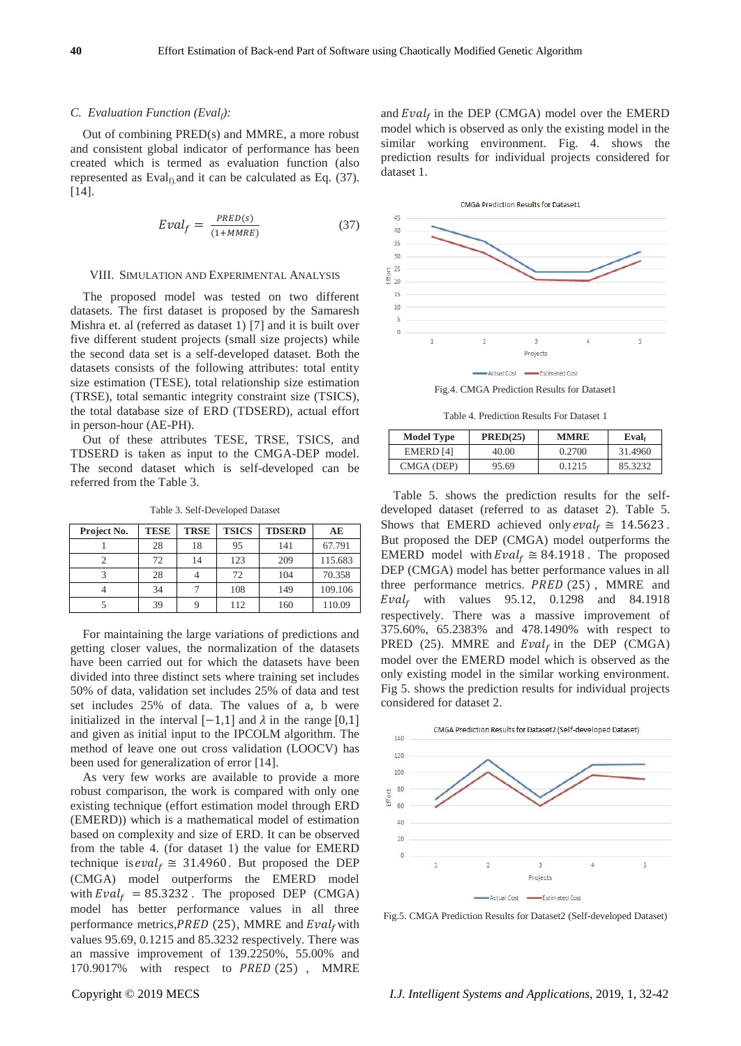### C. Evaluation Function ($Eval_f$):

Out of combining PRED(s) and MMRE, a more robust and consistent global indicator of performance has been created which is termed as evaluation function (also represented as $Eval_{f}$) and it can be calculated as Eq. (37). [14].

$$Eval_f = \frac{PRED(s)}{(1+MMRE)} \tag{37}$$

## VIII. Simulation and Experimental Analysis

The proposed model was tested on two different datasets. The first dataset is proposed by the Samaresh Mishra et. al (referred as dataset 1) [7] and it is built over five different student projects (small size projects) while the second data set is a self-developed dataset. Both the datasets consists of the following attributes: total entity size estimation (TESE), total relationship size estimation (TRSE), total semantic integrity constraint size (TSICS), the total database size of ERD (TDSERD), actual effort in person-hour (AE-PH).

Out of these attributes TESE, TRSE, TSICS, and TDSERD is taken as input to the CMGA-DEP model. The second dataset which is self-developed can be referred from the Table 3.

Table 3. Self-Developed Dataset

| Project No. | TESE | TRSE | TSICS | TDSERD | AE |
|---|---|---|---|---|---|
| 1 | 28 | 18 | 95 | 141 | 67.791 |
| 2 | 72 | 14 | 123 | 209 | 115.683 |
| 3 | 28 | 4 | 72 | 104 | 70.358 |
| 4 | 34 | 7 | 108 | 149 | 109.106 |
| 5 | 39 | 9 | 112 | 160 | 110.09 |

For maintaining the large variations of predictions and getting closer values, the normalization of the datasets have been carried out for which the datasets have been divided into three distinct sets where training set includes 50% of data, validation set includes 25% of data and test set includes 25% of data. The values of a, b were initialized in the interval $[-1,1]$ and $\lambda$ in the range $[0,1]$ and given as initial input to the IPCOLM algorithm. The method of leave one out cross validation (LOOCV) has been used for generalization of error [14].

As very few works are available to provide a more robust comparison, the work is compared with only one existing technique (effort estimation model through ERD (EMERD)) which is a mathematical model of estimation based on complexity and size of ERD. It can be observed from the table 4. (for dataset 1) the value for EMERD technique is $eval_f \cong 31.4960$. But proposed the DEP (CMGA) model outperforms the EMERD model with $Eval_f = 85.3232$. The proposed DEP (CMGA) model has better performance values in all three performance metrics, $PRED$ (25), MMRE and $Eval_f$ with values 95.69, 0.1215 and 85.3232 respectively. There was an massive improvement of 139.2250%, 55.00% and 170.9017% with respect to $PRED$ (25), MMRE and $Eval_f$ in the DEP (CMGA) model over the EMERD model which is observed as only the existing model in the similar working environment. Fig. 4. shows the prediction results for individual projects considered for dataset 1.

Fig.4. CMGA Prediction Results for Dataset1

Table 4. Prediction Results For Dataset 1

| Model Type | PRED(25) | MMRE | $Eval_f$ |
|---|---|---|---|
| EMERD [4] | 40.00 | 0.2700 | 31.4960 |
| CMGA (DEP) | 95.69 | 0.1215 | 85.3232 |

Table 5. shows the prediction results for the self-developed dataset (referred to as dataset 2). Table 5. Shows that EMERD achieved only $eval_f \cong 14.5623$. But proposed the DEP (CMGA) model outperforms the EMERD model with $Eval_f \cong 84.1918$. The proposed DEP (CMGA) model has better performance values in all three performance metrics. $PRED$ (25), MMRE and $Eval_f$ with values 95.12, 0.1298 and 84.1918 respectively. There was a massive improvement of 375.60%, 65.2383% and 478.1490% with respect to PRED (25). MMRE and $Eval_f$ in the DEP (CMGA) model over the EMERD model which is observed as the only existing model in the similar working environment. Fig 5. shows the prediction results for individual projects considered for dataset 2.

Fig.5. CMGA Prediction Results for Dataset2 (Self-developed Dataset)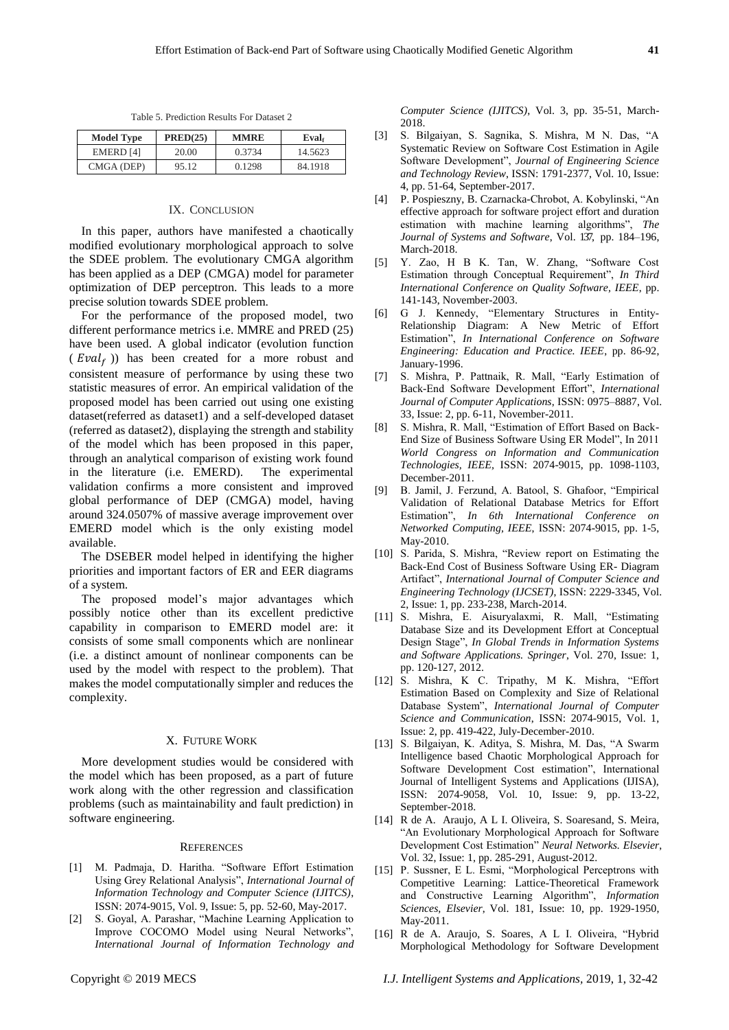Table 5. Prediction Results For Dataset 2

| Model Type | PRED(25) | MMRE | $Eval_f$ |
|---|---|---|---|
| EMERD [4] | 20.00 | 0.3734 | 14.5623 |
| CMGA (DEP) | 95.12 | 0.1298 | 84.1918 |

## IX. Conclusion

In this paper, authors have manifested a chaotically modified evolutionary morphological approach to solve the SDEE problem. The evolutionary CMGA algorithm has been applied as a DEP (CMGA) model for parameter optimization of DEP perceptron. This leads to a more precise solution towards SDEE problem.

For the performance of the proposed model, two different performance metrics i.e. MMRE and PRED (25) have been used. A global indicator (evolution function ( $Eval_f$ )) has been created for a more robust and consistent measure of performance by using these two statistic measures of error. An empirical validation of the proposed model has been carried out using one existing dataset(referred as dataset1) and a self-developed dataset (referred as dataset2), displaying the strength and stability of the model which has been proposed in this paper, through an analytical comparison of existing work found in the literature (i.e. EMERD). The experimental validation confirms a more consistent and improved global performance of DEP (CMGA) model, having around 324.0507% of massive average improvement over EMERD model which is the only existing model available.

The DSEBER model helped in identifying the higher priorities and important factors of ER and EER diagrams of a system.

The proposed model's major advantages which possibly notice other than its excellent predictive capability in comparison to EMERD model are: it consists of some small components which are nonlinear (i.e. a distinct amount of nonlinear components can be used by the model with respect to the problem). That makes the model computationally simpler and reduces the complexity.

## X. Future Work

More development studies would be considered with the model which has been proposed, as a part of future work along with the other regression and classification problems (such as maintainability and fault prediction) in software engineering.

## References

[1] M. Padmaja, D. Haritha. "Software Effort Estimation Using Grey Relational Analysis", *International Journal of Information Technology and Computer Science (IJITCS)*, ISSN: 2074-9015, Vol. 9, Issue: 5, pp. 52-60, May-2017.

[2] S. Goyal, A. Parashar, "Machine Learning Application to Improve COCOMO Model using Neural Networks", *International Journal of Information Technology and Computer Science (IJITCS)*, Vol. 3, pp. 35-51, March-2018.

[3] S. Bilgaiyan, S. Sagnika, S. Mishra, M N. Das, "A Systematic Review on Software Cost Estimation in Agile Software Development", *Journal of Engineering Science and Technology Review*, ISSN: 1791-2377, Vol. 10, Issue: 4, pp. 51-64, September-2017.

[4] P. Pospieszny, B. Czarnacka-Chrobot, A. Kobylinski, "An effective approach for software project effort and duration estimation with machine learning algorithms", *The Journal of Systems and Software*, Vol. 137, pp. 184–196, March-2018.

[5] Y. Zao, H B K. Tan, W. Zhang, "Software Cost Estimation through Conceptual Requirement", *In Third International Conference on Quality Software, IEEE*, pp. 141-143, November-2003.

[6] G J. Kennedy, "Elementary Structures in Entity-Relationship Diagram: A New Metric of Effort Estimation", *In International Conference on Software Engineering: Education and Practice. IEEE*, pp. 86-92, January-1996.

[7] S. Mishra, P. Pattnaik, R. Mall, "Early Estimation of Back-End Software Development Effort", *International Journal of Computer Applications*, ISSN: 0975–8887, Vol. 33, Issue: 2, pp. 6-11, November-2011.

[8] S. Mishra, R. Mall, "Estimation of Effort Based on Back-End Size of Business Software Using ER Model", In 2011 *World Congress on Information and Communication Technologies, IEEE*, ISSN: 2074-9015, pp. 1098-1103, December-2011.

[9] B. Jamil, J. Ferzund, A. Batool, S. Ghafoor, "Empirical Validation of Relational Database Metrics for Effort Estimation", *In 6th International Conference on Networked Computing, IEEE*, ISSN: 2074-9015, pp. 1-5, May-2010.

[10] S. Parida, S. Mishra, "Review report on Estimating the Back-End Cost of Business Software Using ER- Diagram Artifact", *International Journal of Computer Science and Engineering Technology (IJCSET)*, ISSN: 2229-3345, Vol. 2, Issue: 1, pp. 233-238, March-2014.

[11] S. Mishra, E. Aisuryalaxmi, R. Mall, "Estimating Database Size and its Development Effort at Conceptual Design Stage", *In Global Trends in Information Systems and Software Applications. Springer*, Vol. 270, Issue: 1, pp. 120-127, 2012.

[12] S. Mishra, K C. Tripathy, M K. Mishra, "Effort Estimation Based on Complexity and Size of Relational Database System", *International Journal of Computer Science and Communication*, ISSN: 2074-9015, Vol. 1, Issue: 2, pp. 419-422, July-December-2010.

[13] S. Bilgaiyan, K. Aditya, S. Mishra, M. Das, "A Swarm Intelligence based Chaotic Morphological Approach for Software Development Cost estimation", International Journal of Intelligent Systems and Applications (IJISA), ISSN: 2074-9058, Vol. 10, Issue: 9, pp. 13-22, September-2018.

[14] R de A. Araujo, A L I. Oliveira, S. Soaresand, S. Meira, "An Evolutionary Morphological Approach for Software Development Cost Estimation" *Neural Networks. Elsevier*, Vol. 32, Issue: 1, pp. 285-291, August-2012.

[15] P. Sussner, E L. Esmi, "Morphological Perceptrons with Competitive Learning: Lattice-Theoretical Framework and Constructive Learning Algorithm", *Information Sciences, Elsevier*, Vol. 181, Issue: 10, pp. 1929-1950, May-2011.

[16] R de A. Araujo, S. Soares, A L I. Oliveira, "Hybrid Morphological Methodology for Software Development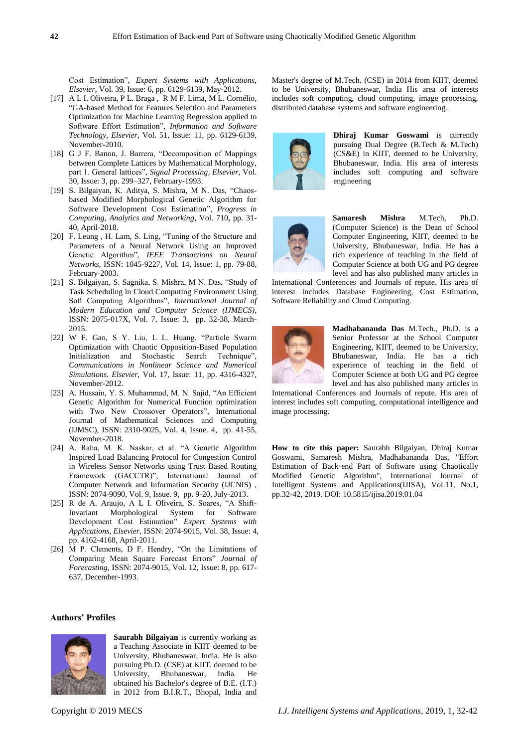Cost Estimation", *Expert Systems with Applications, Elsevier*, Vol. 39, Issue: 6, pp. 6129-6139, May-2012.

[17] A L I. Oliveira, P L. Braga , R M F. Lima, M L. Cornélio, "GA-based Method for Features Selection and Parameters Optimization for Machine Learning Regression applied to Software Effort Estimation", *Information and Software Technology, Elsevier*, Vol. 51, Issue: 11, pp. 6129-6139, November-2010.

[18] G J F. Banon, J. Barrera, "Decomposition of Mappings between Complete Lattices by Mathematical Morphology, part 1. General lattices", *Signal Processing, Elsevier*, Vol. 30, Issue: 3, pp. 299–327, February-1993.

[19] S. Bilgaiyan, K. Aditya, S. Mishra, M N. Das, "Chaos-based Modified Morphological Genetic Algorithm for Software Development Cost Estimation", *Progress in Computing, Analytics and Networking*, Vol. 710, pp. 31-40, April-2018.

[20] F. Leung , H. Lam, S. Ling, "Tuning of the Structure and Parameters of a Neural Network Using an Improved Genetic Algorithm", *IEEE Transactions on Neural Networks*, ISSN: 1045-9227, Vol. 14, Issue: 1, pp. 79-88, February-2003.

[21] S. Bilgaiyan, S. Sagnika, S. Mishra, M N. Das, "Study of Task Scheduling in Cloud Computing Environment Using Soft Computing Algorithms", *International Journal of Modern Education and Computer Science (IJMECS)*, ISSN: 2075-017X, Vol. 7, Issue: 3, pp. 32-38, March-2015.

[22] W F. Gao, S Y. Liu, L L. Huang, "Particle Swarm Optimization with Chaotic Opposition-Based Population Initialization and Stochastic Search Technique", *Communications in Nonlinear Science and Numerical Simulations. Elsevier*, Vol. 17, Issue: 11, pp. 4316-4327, November-2012.

[23] A. Hussain, Y. S. Muhammad, M. N. Sajid, "An Efficient Genetic Algorithm for Numerical Function optimization with Two New Crossover Operators", International Journal of Mathematical Sciences and Computing (IJMSC), ISSN: 2310-9025, Vol. 4, Issue. 4, pp. 41-55, November-2018.

[24] A. Raha, M. K. Naskar, et al. "A Genetic Algorithm Inspired Load Balancing Protocol for Congestion Control in Wireless Sensor Networks using Trust Based Routing Framework (GACCTR)", International Journal of Computer Network and Information Security (IJCNIS) , ISSN: 2074-9090, Vol. 9, Issue. 9, pp. 9-20, July-2013.

[25] R de A. Araujo, A L I. Oliveira, S. Soares, "A Shift-Invariant Morphological System for Software Development Cost Estimation" *Expert Systems with Applications, Elsevier*, ISSN: 2074-9015, Vol. 38, Issue: 4, pp. 4162-4168, April-2011.

[26] M P. Clements, D F. Hendry, "On the Limitations of Comparing Mean Square Forecast Errors" *Journal of Forecasting*, ISSN: 2074-9015, Vol. 12, Issue: 8, pp. 617-637, December-1993.

## Authors' Profiles

**Saurabh Bilgaiyan** is currently working as a Teaching Associate in KIIT deemed to be University, Bhubaneswar, India. He is also pursuing Ph.D. (CSE) at KIIT, deemed to be University, Bhubaneswar, India. He obtained his Bachelor's degree of B.E. (I.T.) in 2012 from B.I.R.T., Bhopal, India and Master's degree of M.Tech. (CSE) in 2014 from KIIT, deemed to be University, Bhubaneswar, India His area of interests includes soft computing, cloud computing, image processing, distributed database systems and software engineering.

**Dhiraj Kumar Goswami** is currently pursuing Dual Degree (B.Tech & M.Tech) (CS&E) in KIIT, deemed to be University, Bhubaneswar, India. His area of interests includes soft computing and software engineering

**Samaresh Mishra** M.Tech, Ph.D. (Computer Science) is the Dean of School Computer Engineering, KIIT, deemed to be University, Bhubaneswar, India. He has a rich experience of teaching in the field of Computer Science at both UG and PG degree level and has also published many articles in International Conferences and Journals of repute. His area of interest includes Database Engineering, Cost Estimation, Software Reliability and Cloud Computing.

**Madhabananda Das** M.Tech., Ph.D. is a Senior Professor at the School Computer Engineering, KIIT, deemed to be University, Bhubaneswar, India. He has a rich experience of teaching in the field of Computer Science at both UG and PG degree level and has also published many articles in International Conferences and Journals of repute. His area of interest includes soft computing, computational intelligence and image processing.

**How to cite this paper:** Saurabh Bilgaiyan, Dhiraj Kumar Goswami, Samaresh Mishra, Madhabananda Das, "Effort Estimation of Back-end Part of Software using Chaotically Modified Genetic Algorithm", International Journal of Intelligent Systems and Applications(IJISA), Vol.11, No.1, pp.32-42, 2019. DOI: 10.5815/ijisa.2019.01.04